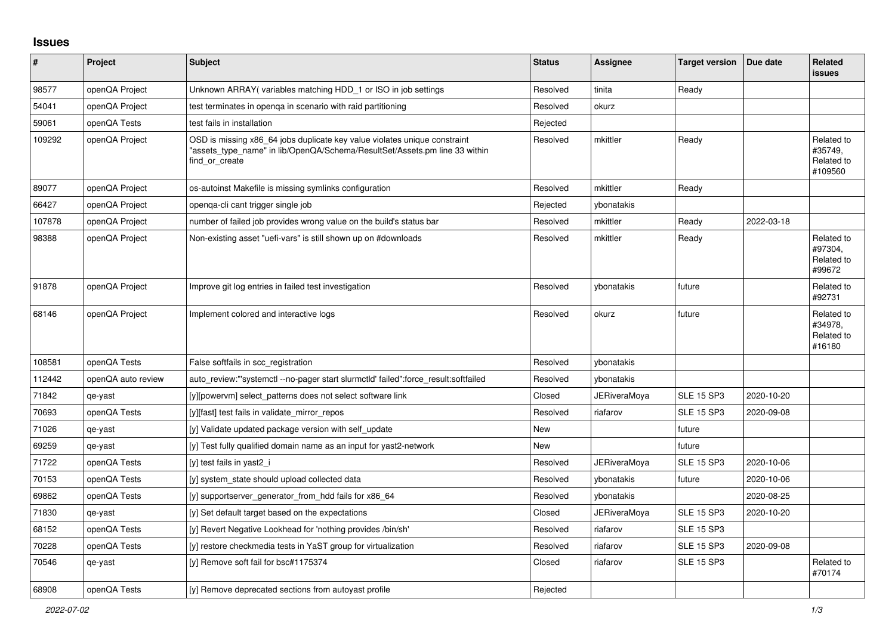## Issues

| # | Project | Subject | Status | Assignee | Target version | Due date | Related issues |
|---|---|---|---|---|---|---|---|
| 98577 | openQA Project | Unknown ARRAY( variables matching HDD_1 or ISO in job settings | Resolved | tinita | Ready | | |
| 54041 | openQA Project | test terminates in openqa in scenario with raid partitioning | Resolved | okurz | | | |
| 59061 | openQA Tests | test fails in installation | Rejected | | | | |
| 109292 | openQA Project | OSD is missing x86_64 jobs duplicate key value violates unique constraint "assets_type_name" in lib/OpenQA/Schema/ResultSet/Assets.pm line 33 within find_or_create | Resolved | mkittler | Ready | | Related to #35749, Related to #109560 |
| 89077 | openQA Project | os-autoinst Makefile is missing symlinks configuration | Resolved | mkittler | Ready | | |
| 66427 | openQA Project | openqa-cli cant trigger single job | Rejected | ybonatakis | | | |
| 107878 | openQA Project | number of failed job provides wrong value on the build's status bar | Resolved | mkittler | Ready | 2022-03-18 | |
| 98388 | openQA Project | Non-existing asset "uefi-vars" is still shown up on #downloads | Resolved | mkittler | Ready | | Related to #97304, Related to #99672 |
| 91878 | openQA Project | Improve git log entries in failed test investigation | Resolved | ybonatakis | future | | Related to #92731 |
| 68146 | openQA Project | Implement colored and interactive logs | Resolved | okurz | future | | Related to #34978, Related to #16180 |
| 108581 | openQA Tests | False softfails in scc_registration | Resolved | ybonatakis | | | |
| 112442 | openQA auto review | auto_review:"'systemctl --no-pager start slurmctld' failed":force_result:softfailed | Resolved | ybonatakis | | | |
| 71842 | qe-yast | [y][powervm] select_patterns does not select software link | Closed | JERiveraMoya | SLE 15 SP3 | 2020-10-20 | |
| 70693 | openQA Tests | [y][fast] test fails in validate_mirror_repos | Resolved | riafarov | SLE 15 SP3 | 2020-09-08 | |
| 71026 | qe-yast | [y] Validate updated package version with self_update | New | | future | | |
| 69259 | qe-yast | [y] Test fully qualified domain name as an input for yast2-network | New | | future | | |
| 71722 | openQA Tests | [y] test fails in yast2_i | Resolved | JERiveraMoya | SLE 15 SP3 | 2020-10-06 | |
| 70153 | openQA Tests | [y] system_state should upload collected data | Resolved | ybonatakis | future | 2020-10-06 | |
| 69862 | openQA Tests | [y] supportserver_generator_from_hdd fails for x86_64 | Resolved | ybonatakis | | 2020-08-25 | |
| 71830 | qe-yast | [y] Set default target based on the expectations | Closed | JERiveraMoya | SLE 15 SP3 | 2020-10-20 | |
| 68152 | openQA Tests | [y] Revert Negative Lookhead for 'nothing provides /bin/sh' | Resolved | riafarov | SLE 15 SP3 | | |
| 70228 | openQA Tests | [y] restore checkmedia tests in YaST group for virtualization | Resolved | riafarov | SLE 15 SP3 | 2020-09-08 | |
| 70546 | qe-yast | [y] Remove soft fail for bsc#1175374 | Closed | riafarov | SLE 15 SP3 | | Related to #70174 |
| 68908 | openQA Tests | [y] Remove deprecated sections from autoyast profile | Rejected | | | | |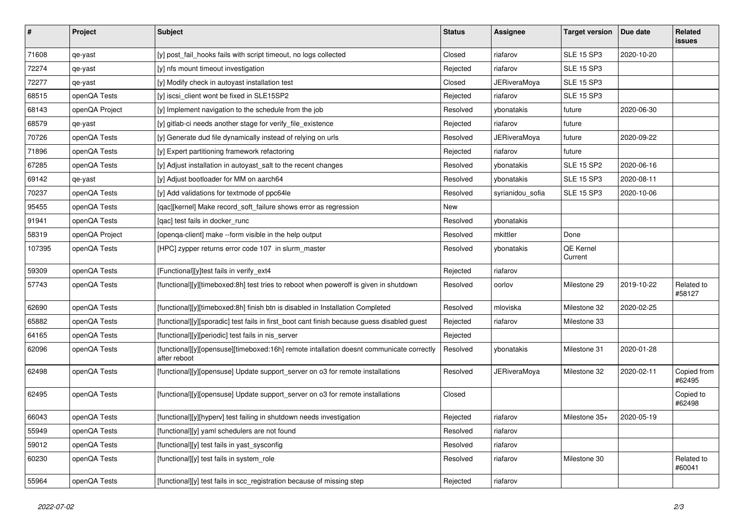| # | Project | Subject | Status | Assignee | Target version | Due date | Related issues |
|---|---|---|---|---|---|---|---|
| 71608 | qe-yast | [y] post_fail_hooks fails with script timeout, no logs collected | Closed | riafarov | SLE 15 SP3 | 2020-10-20 | |
| 72274 | qe-yast | [y] nfs mount timeout investigation | Rejected | riafarov | SLE 15 SP3 | | |
| 72277 | qe-yast | [y] Modify check in autoyast installation test | Closed | JERiveraMoya | SLE 15 SP3 | | |
| 68515 | openQA Tests | [y] iscsi_client wont be fixed in SLE15SP2 | Rejected | riafarov | SLE 15 SP3 | | |
| 68143 | openQA Project | [y] Implement navigation to the schedule from the job | Resolved | ybonatakis | future | 2020-06-30 | |
| 68579 | qe-yast | [y] gitlab-ci needs another stage for verify_file_existence | Rejected | riafarov | future | | |
| 70726 | openQA Tests | [y] Generate dud file dynamically instead of relying on urls | Resolved | JERiveraMoya | future | 2020-09-22 | |
| 71896 | openQA Tests | [y] Expert partitioning framework refactoring | Rejected | riafarov | future | | |
| 67285 | openQA Tests | [y] Adjust installation in autoyast_salt to the recent changes | Resolved | ybonatakis | SLE 15 SP2 | 2020-06-16 | |
| 69142 | qe-yast | [y] Adjust bootloader for MM on aarch64 | Resolved | ybonatakis | SLE 15 SP3 | 2020-08-11 | |
| 70237 | openQA Tests | [y] Add validations for textmode of ppc64le | Resolved | syrianidou_sofia | SLE 15 SP3 | 2020-10-06 | |
| 95455 | openQA Tests | [qac][kernel] Make record_soft_failure shows error as regression | New | | | | |
| 91941 | openQA Tests | [qac] test fails in docker_runc | Resolved | ybonatakis | | | |
| 58319 | openQA Project | [openqa-client] make --form visible in the help output | Resolved | mkittler | Done | | |
| 107395 | openQA Tests | [HPC] zypper returns error code 107 in slurm_master | Resolved | ybonatakis | QE Kernel Current | | |
| 59309 | openQA Tests | [Functional][y]test fails in verify_ext4 | Rejected | riafarov | | | |
| 57743 | openQA Tests | [functional][y][timeboxed:8h] test tries to reboot when poweroff is given in shutdown | Resolved | oorlov | Milestone 29 | 2019-10-22 | Related to #58127 |
| 62690 | openQA Tests | [functional][y][timeboxed:8h] finish btn is disabled in Installation Completed | Resolved | mloviska | Milestone 32 | 2020-02-25 | |
| 65882 | openQA Tests | [functional][y][sporadic] test fails in first_boot cant finish because guess disabled guest | Rejected | riafarov | Milestone 33 | | |
| 64165 | openQA Tests | [functional][y][periodic] test fails in nis_server | Rejected | | | | |
| 62096 | openQA Tests | [functional][y][opensuse][timeboxed:16h] remote intallation doesnt communicate correctly after reboot | Resolved | ybonatakis | Milestone 31 | 2020-01-28 | |
| 62498 | openQA Tests | [functional][y][opensuse] Update support_server on o3 for remote installations | Resolved | JERiveraMoya | Milestone 32 | 2020-02-11 | Copied from #62495 |
| 62495 | openQA Tests | [functional][y][opensuse] Update support_server on o3 for remote installations | Closed | | | | Copied to #62498 |
| 66043 | openQA Tests | [functional][y][hyperv] test failing in shutdown needs investigation | Rejected | riafarov | Milestone 35+ | 2020-05-19 | |
| 55949 | openQA Tests | [functional][y] yaml schedulers are not found | Resolved | riafarov | | | |
| 59012 | openQA Tests | [functional][y] test fails in yast_sysconfig | Resolved | riafarov | | | |
| 60230 | openQA Tests | [functional][y] test fails in system_role | Resolved | riafarov | Milestone 30 | | Related to #60041 |
| 55964 | openQA Tests | [functional][y] test fails in scc_registration because of missing step | Rejected | riafarov | | | |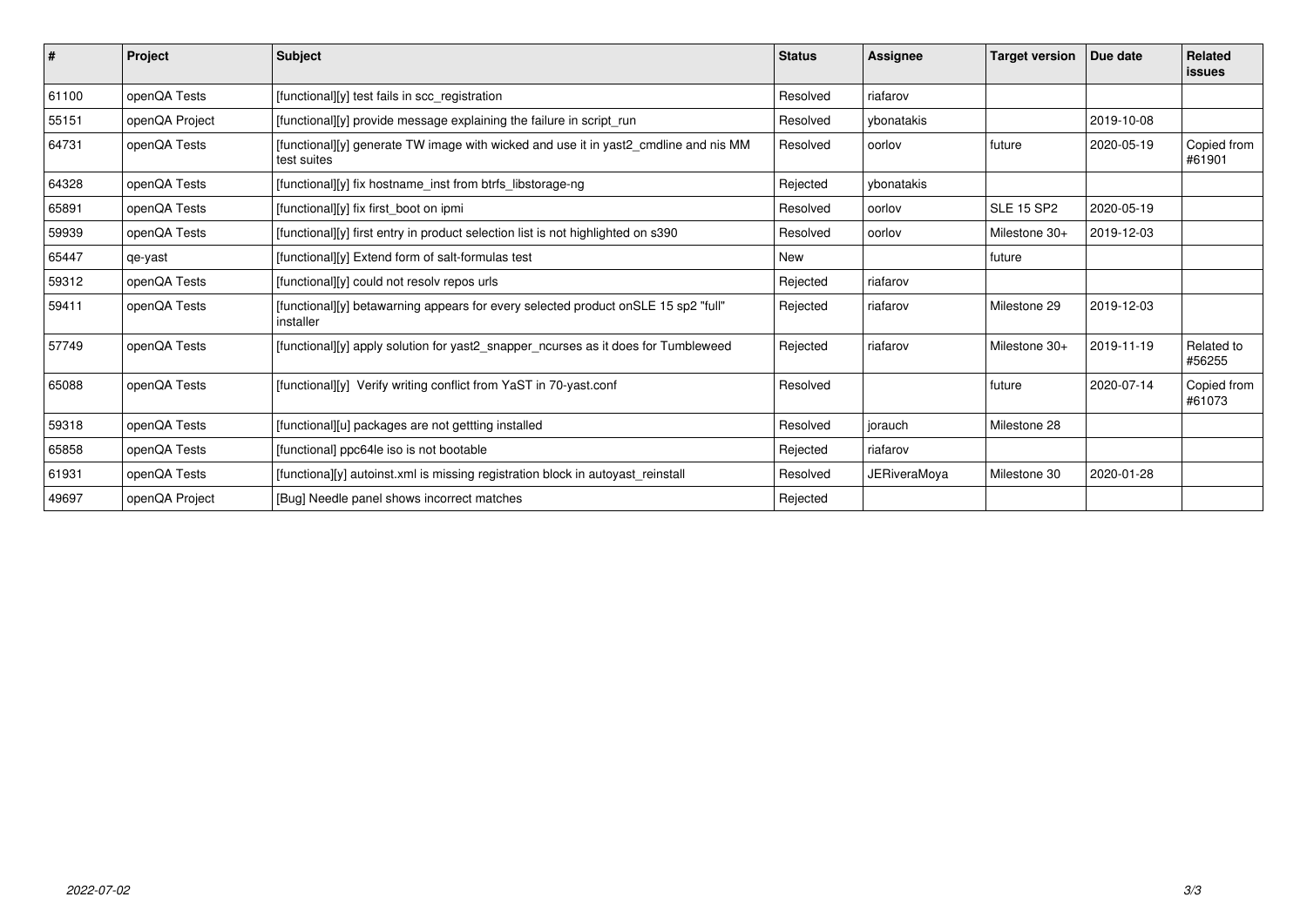| # | Project | Subject | Status | Assignee | Target version | Due date | Related issues |
|---|---|---|---|---|---|---|---|
| 61100 | openQA Tests | [functional][y] test fails in scc_registration | Resolved | riafarov | | | |
| 55151 | openQA Project | [functional][y] provide message explaining the failure in script_run | Resolved | ybonatakis | | 2019-10-08 | |
| 64731 | openQA Tests | [functional][y] generate TW image with wicked and use it in yast2_cmdline and nis MM test suites | Resolved | oorlov | future | 2020-05-19 | Copied from #61901 |
| 64328 | openQA Tests | [functional][y] fix hostname_inst from btrfs_libstorage-ng | Rejected | ybonatakis | | | |
| 65891 | openQA Tests | [functional][y] fix first_boot on ipmi | Resolved | oorlov | SLE 15 SP2 | 2020-05-19 | |
| 59939 | openQA Tests | [functional][y] first entry in product selection list is not highlighted on s390 | Resolved | oorlov | Milestone 30+ | 2019-12-03 | |
| 65447 | qe-yast | [functional][y] Extend form of salt-formulas test | New | | future | | |
| 59312 | openQA Tests | [functional][y] could not resolv repos urls | Rejected | riafarov | | | |
| 59411 | openQA Tests | [functional][y] betawarning appears for every selected product onSLE 15 sp2 "full" installer | Rejected | riafarov | Milestone 29 | 2019-12-03 | |
| 57749 | openQA Tests | [functional][y] apply solution for yast2_snapper_ncurses as it does for Tumbleweed | Rejected | riafarov | Milestone 30+ | 2019-11-19 | Related to #56255 |
| 65088 | openQA Tests | [functional][y] Verify writing conflict from YaST in 70-yast.conf | Resolved | | future | 2020-07-14 | Copied from #61073 |
| 59318 | openQA Tests | [functional][u] packages are not gettting installed | Resolved | jorauch | Milestone 28 | | |
| 65858 | openQA Tests | [functional] ppc64le iso is not bootable | Rejected | riafarov | | | |
| 61931 | openQA Tests | [functional][y] autoinst.xml is missing registration block in autoyast_reinstall | Resolved | JERiveraMoya | Milestone 30 | 2020-01-28 | |
| 49697 | openQA Project | [Bug] Needle panel shows incorrect matches | Rejected | | | | |